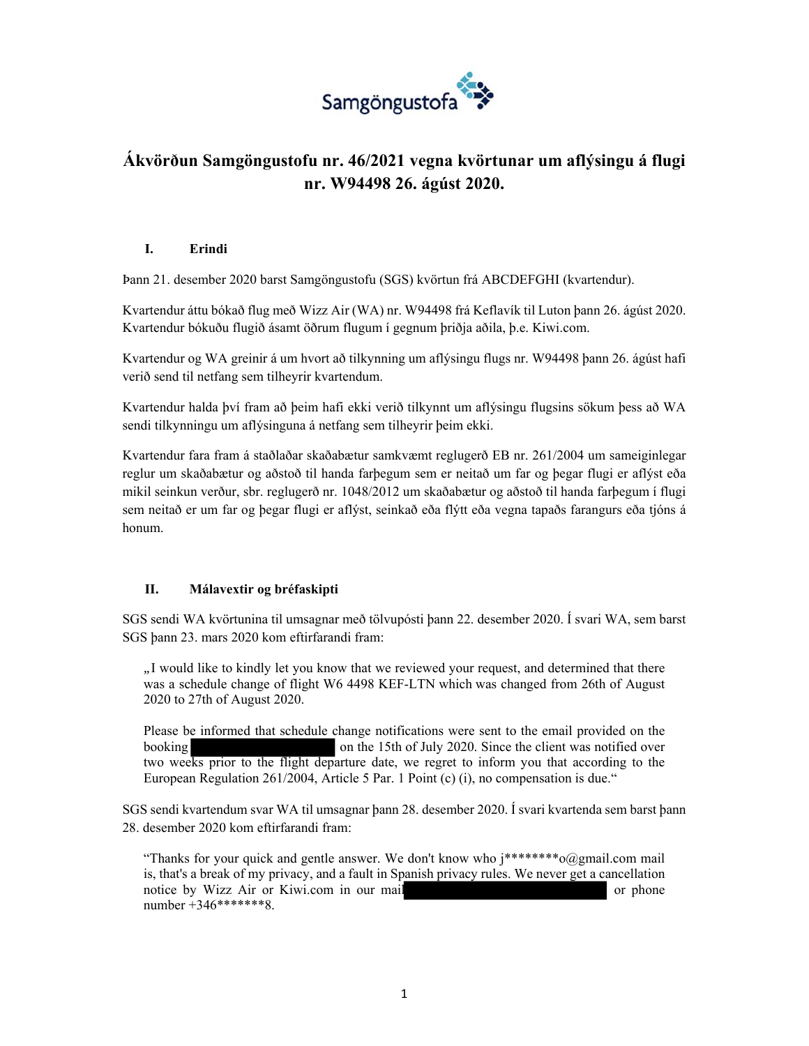# Ákvörðun Samgöngustofu nr. 46/2021 vegna kvörtunar um aflýsingu á flugi nr. W94498 26. ágúst 2020.

## I. Erindi

Þann 21. desember 2020 barst Samgöngustofu (SGS) kvörtun frá ABCDEFGHI (kvartendur).

Kvartendur áttu bókað flug með Wizz Air (WA) nr. W94498 frá Keflavík til Luton þann 26. ágúst 2020. Kvartendur bókuðu flugið ásamt öðrum flugum í gegnum þriðja aðila, þ.e. Kiwi.com.

Kvartendur og WA greinir á um hvort að tilkynning um aflýsingu flugs nr. W94498 þann 26. ágúst hafi verið send til netfang sem tilheyrir kvartendum.

Kvartendur halda því fram að þeim hafi ekki verið tilkynnt um aflýsingu flugsins sökum þess að WA sendi tilkynninguna um aflýsinguna á netfang sem tilheyrir þeim ekki.

Kvartendur fara fram á staðlaðar skaðabætur samkvæmt reglugerð EB nr. 261/2004 um sameiginlegar reglur um skaðabætur og aðstoð til handa farþegum sem er neitað um far og þegar flugi er aflýst eða mikil seinkun verður, sbr. reglugerð nr. 1048/2012 um skaðabætur og aðstoð til handa farþegum í flugi sem neitað er um far og þegar flugi er aflýst, seinkað eða flýtt eða vegna tapaðs farangurs eða tjóns á honum.

## II. Málavextir og bréfaskipti

SGS sendi WA kvörtunina til umsagnar með tölvupósti þann 22. desember 2020. Í svari WA, sem barst SGS þann 23. mars 2020 kom eftirfarandi fram:

> „I would like to kindly let you know that we reviewed your request, and determined that there was a schedule change of flight W6 4498 KEF-LTN which was changed from 26th of August 2020 to 27th of August 2020.
>
> Please be informed that schedule change notifications were sent to the email provided on the booking [REDACTED] on the 15th of July 2020. Since the client was notified over two weeks prior to the flight departure date, we regret to inform you that according to the European Regulation 261/2004, Article 5 Par. 1 Point (c) (i), no compensation is due."

SGS sendi kvartendum svar WA til umsagnar þann 28. desember 2020. Í svari kvartenda sem barst þann 28. desember 2020 kom eftirfarandi fram:

> "Thanks for your quick and gentle answer. We don't know who j********o@gmail.com mail is, that's a break of my privacy, and a fault in Spanish privacy rules. We never get a cancellation notice by Wizz Air or Kiwi.com in our mail [REDACTED] or phone number +346*******8.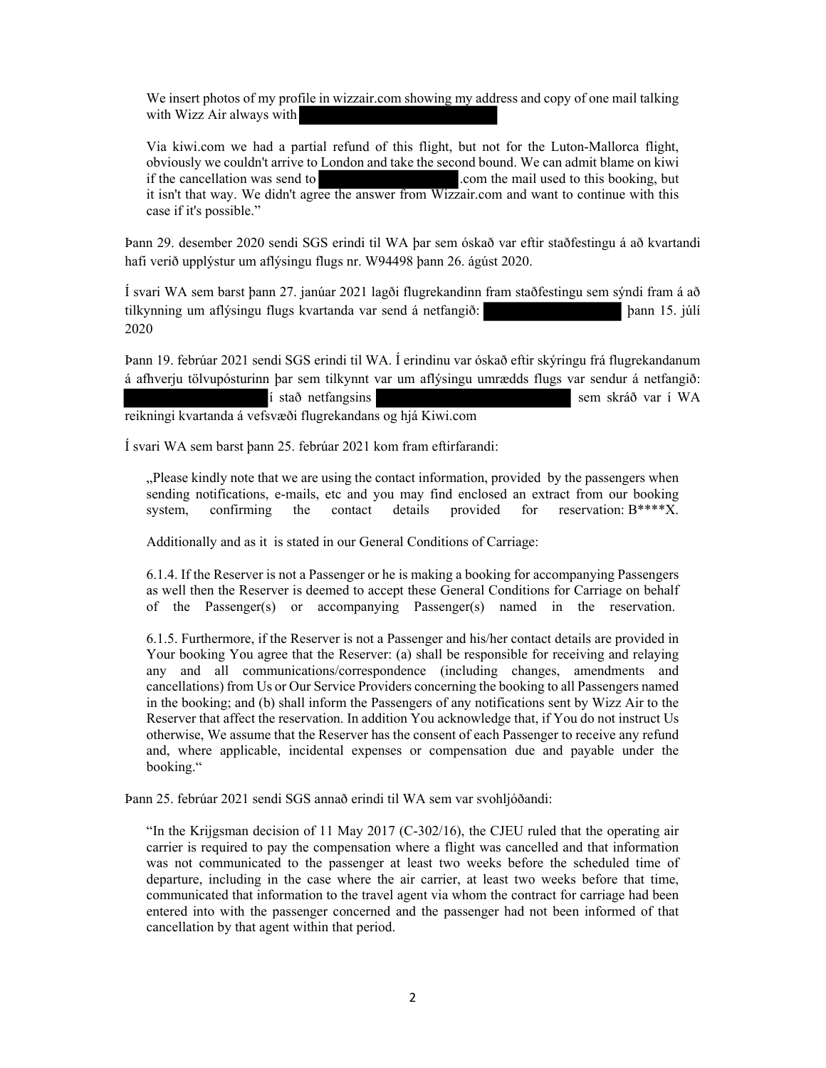> We insert photos of my profile in wizzair.com showing my address and copy of one mail talking with Wizz Air always with
>
> Via kiwi.com we had a partial refund of this flight, but not for the Luton-Mallorca flight, obviously we couldn't arrive to London and take the second bound. We can admit blame on kiwi if the cancellation was send to .com the mail used to this booking, but it isn't that way. We didn't agree the answer from Wizzair.com and want to continue with this case if it's possible."

Þann 29. desember 2020 sendi SGS erindi til WA þar sem óskað var eftir staðfestingu á að kvartandi hafi verið upplýstur um aflýsingu flugs nr. W94498 þann 26. ágúst 2020.

Í svari WA sem barst þann 27. janúar 2021 lagði flugrekandinn fram staðfestingu sem sýndi fram á að tilkynning um aflýsingu flugs kvartanda var send á netfangið: þann 15. júlí 2020

Þann 19. febrúar 2021 sendi SGS erindi til WA. Í erindinu var óskað eftir skýringu frá flugrekandanum á afhverju tölvupósturinn þar sem tilkynnt var um aflýsingu umrædds flugs var sendur á netfangið: í stað netfangsins sem skráð var í WA reikningi kvartanda á vefsvæði flugrekandans og hjá Kiwi.com

Í svari WA sem barst þann 25. febrúar 2021 kom fram eftirfarandi:

> „Please kindly note that we are using the contact information, provided by the passengers when sending notifications, e-mails, etc and you may find enclosed an extract from our booking system, confirming the contact details provided for reservation: B****X.
>
> Additionally and as it is stated in our General Conditions of Carriage:
>
> 6.1.4. If the Reserver is not a Passenger or he is making a booking for accompanying Passengers as well then the Reserver is deemed to accept these General Conditions for Carriage on behalf of the Passenger(s) or accompanying Passenger(s) named in the reservation.
>
> 6.1.5. Furthermore, if the Reserver is not a Passenger and his/her contact details are provided in Your booking You agree that the Reserver: (a) shall be responsible for receiving and relaying any and all communications/correspondence (including changes, amendments and cancellations) from Us or Our Service Providers concerning the booking to all Passengers named in the booking; and (b) shall inform the Passengers of any notifications sent by Wizz Air to the Reserver that affect the reservation. In addition You acknowledge that, if You do not instruct Us otherwise, We assume that the Reserver has the consent of each Passenger to receive any refund and, where applicable, incidental expenses or compensation due and payable under the booking."

Þann 25. febrúar 2021 sendi SGS annað erindi til WA sem var svohljóðandi:

> "In the Krijgsman decision of 11 May 2017 (C-302/16), the CJEU ruled that the operating air carrier is required to pay the compensation where a flight was cancelled and that information was not communicated to the passenger at least two weeks before the scheduled time of departure, including in the case where the air carrier, at least two weeks before that time, communicated that information to the travel agent via whom the contract for carriage had been entered into with the passenger concerned and the passenger had not been informed of that cancellation by that agent within that period.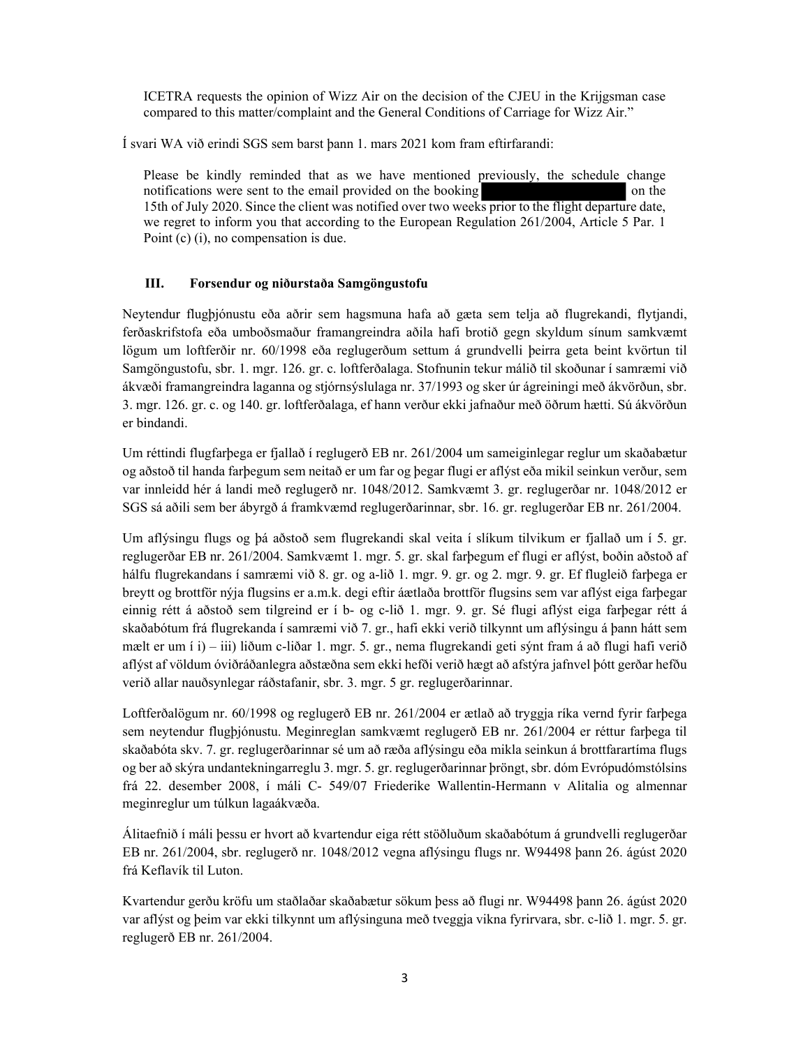> ICETRA requests the opinion of Wizz Air on the decision of the CJEU in the Krijgsman case compared to this matter/complaint and the General Conditions of Carriage for Wizz Air."

Í svari WA við erindi SGS sem barst þann 1. mars 2021 kom fram eftirfarandi:

> Please be kindly reminded that as we have mentioned previously, the schedule change notifications were sent to the email provided on the booking [REDACTED] on the 15th of July 2020. Since the client was notified over two weeks prior to the flight departure date, we regret to inform you that according to the European Regulation 261/2004, Article 5 Par. 1 Point (c) (i), no compensation is due.

### III. Forsendur og niðurstaða Samgöngustofu

Neytendur flugþjónustu eða aðrir sem hagsmuna hafa að gæta sem telja að flugrekandi, flytjandi, ferðaskrifstofa eða umboðsmaður framangreindra aðila hafi brotið gegn skyldum sínum samkvæmt lögum um loftferðir nr. 60/1998 eða reglugerðum settum á grundvelli þeirra geta beint kvörtun til Samgöngustofu, sbr. 1. mgr. 126. gr. c. loftferðalaga. Stofnunin tekur málið til skoðunar í samræmi við ákvæði framangreindra laganna og stjórnsýslulaga nr. 37/1993 og sker úr ágreiningi með ákvörðun, sbr. 3. mgr. 126. gr. c. og 140. gr. loftferðalaga, ef hann verður ekki jafnaður með öðrum hætti. Sú ákvörðun er bindandi.

Um réttindi flugfarþega er fjallað í reglugerð EB nr. 261/2004 um sameiginlegar reglur um skaðabætur og aðstoð til handa farþegum sem neitað er um far og þegar flugi er aflýst eða mikil seinkun verður, sem var innleidd hér á landi með reglugerð nr. 1048/2012. Samkvæmt 3. gr. reglugerðar nr. 1048/2012 er SGS sá aðili sem ber ábyrgð á framkvæmd reglugerðarinnar, sbr. 16. gr. reglugerðar EB nr. 261/2004.

Um aflýsingu flugs og þá aðstoð sem flugrekandi skal veita í slíkum tilvikum er fjallað um í 5. gr. reglugerðar EB nr. 261/2004. Samkvæmt 1. mgr. 5. gr. skal farþegum ef flugi er aflýst, boðin aðstoð af hálfu flugrekandans í samræmi við 8. gr. og a-lið 1. mgr. 9. gr. og 2. mgr. 9. gr. Ef flugleið farþega er breytt og brottför nýja flugsins er a.m.k. degi eftir áætlaða brottför flugsins sem var aflýst eiga farþegar einnig rétt á aðstoð sem tilgreind er í b- og c-lið 1. mgr. 9. gr. Sé flugi aflýst eiga farþegar rétt á skaðabótum frá flugrekanda í samræmi við 7. gr., hafi ekki verið tilkynnt um aflýsingu á þann hátt sem mælt er um í i) – iii) liðum c-liðar 1. mgr. 5. gr., nema flugrekandi geti sýnt fram á að flugi hafi verið aflýst af völdum óviðráðanlegra aðstæðna sem ekki hefði verið hægt að afstýra jafnvel þótt gerðar hefðu verið allar nauðsynlegar ráðstafanir, sbr. 3. mgr. 5 gr. reglugerðarinnar.

Loftferðalögum nr. 60/1998 og reglugerð EB nr. 261/2004 er ætlað að tryggja ríka vernd fyrir farþega sem neytendur flugþjónustu. Meginreglan samkvæmt reglugerð EB nr. 261/2004 er réttur farþega til skaðabóta skv. 7. gr. reglugerðarinnar sé um að ræða aflýsingu eða mikla seinkun á brottfarartíma flugs og ber að skýra undantekningarreglu 3. mgr. 5. gr. reglugerðarinnar þröngt, sbr. dóm Evrópudómstólsins frá 22. desember 2008, í máli C- 549/07 Friederike Wallentin-Hermann v Alitalia og almennar meginreglur um túlkun lagaákvæða.

Álitaefnið í máli þessu er hvort að kvartendur eiga rétt stöðluðum skaðabótum á grundvelli reglugerðar EB nr. 261/2004, sbr. reglugerð nr. 1048/2012 vegna aflýsingu flugs nr. W94498 þann 26. ágúst 2020 frá Keflavík til Luton.

Kvartendur gerðu kröfu um staðlaðar skaðabætur sökum þess að flugi nr. W94498 þann 26. ágúst 2020 var aflýst og þeim var ekki tilkynnt um aflýsinguna með tveggja vikna fyrirvara, sbr. c-lið 1. mgr. 5. gr. reglugerð EB nr. 261/2004.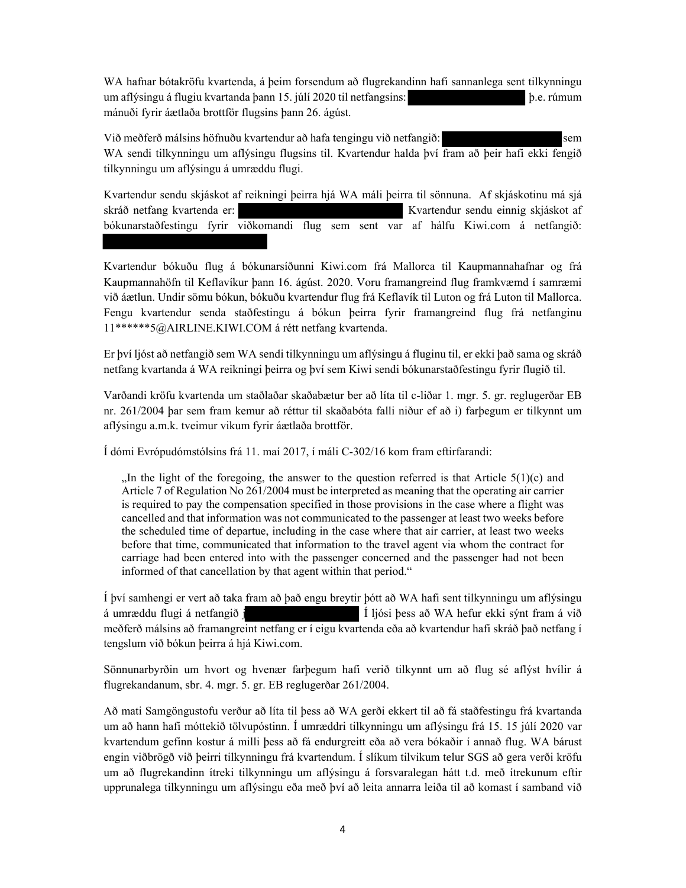WA hafnar bótakröfu kvartenda, á þeim forsendum að flugrekandinn hafi sannanlega sent tilkynningu um aflýsingu á flugiu kvartanda þann 15. júlí 2020 til netfangsins: [REDACTED] þ.e. rúmum mánuði fyrir áætlaða brottför flugsins þann 26. ágúst.

Við meðferð málsins höfnuðu kvartendur að hafa tengingu við netfangið: [REDACTED] sem WA sendi tilkynningu um aflýsingu flugsins til. Kvartendur halda því fram að þeir hafi ekki fengið tilkynningu um aflýsingu á umræddu flugi.

Kvartendur sendu skjáskot af reikningi þeirra hjá WA máli þeirra til sönnuna. Af skjáskotinu má sjá skráð netfang kvartenda er: [REDACTED] Kvartendur sendu einnig skjáskot af bókunarstaðfestingu fyrir viðkomandi flug sem sent var af hálfu Kiwi.com á netfangið: [REDACTED]

Kvartendur bókuðu flug á bókunarsíðunni Kiwi.com frá Mallorca til Kaupmannahafnar og frá Kaupmannahöfn til Keflavíkur þann 16. ágúst. 2020. Voru framangreind flug framkvæmd í samræmi við áætlun. Undir sömu bókun, bókuðu kvartendur flug frá Keflavík til Luton og frá Luton til Mallorca. Fengu kvartendur senda staðfestingu á bókun þeirra fyrir framangreind flug frá netfanginu 11******5@AIRLINE.KIWI.COM á rétt netfang kvartenda.

Er því ljóst að netfangið sem WA sendi tilkynningu um aflýsingu á fluginu til, er ekki það sama og skráð netfang kvartanda á WA reikningi þeirra og því sem Kiwi sendi bókunarstaðfestingu fyrir flugið til.

Varðandi kröfu kvartenda um staðlaðar skaðabætur ber að líta til c-liðar 1. mgr. 5. gr. reglugerðar EB nr. 261/2004 þar sem fram kemur að réttur til skaðabóta falli niður ef að i) farþegum er tilkynnt um aflýsingu a.m.k. tveimur vikum fyrir áætlaða brottför.

Í dómi Evrópudómstólsins frá 11. maí 2017, í máli C-302/16 kom fram eftirfarandi:

> „In the light of the foregoing, the answer to the question referred is that Article 5(1)(c) and Article 7 of Regulation No 261/2004 must be interpreted as meaning that the operating air carrier is required to pay the compensation specified in those provisions in the case where a flight was cancelled and that information was not communicated to the passenger at least two weeks before the scheduled time of departue, including in the case where that air carrier, at least two weeks before that time, communicated that information to the travel agent via whom the contract for carriage had been entered into with the passenger concerned and the passenger had not been informed of that cancellation by that agent within that period."

Í því samhengi er vert að taka fram að það engu breytir þótt að WA hafi sent tilkynningu um aflýsingu á umræddu flugi á netfangið j[REDACTED] Í ljósi þess að WA hefur ekki sýnt fram á við meðferð málsins að framangreint netfang er í eigu kvartenda eða að kvartendur hafi skráð það netfang í tengslum við bókun þeirra á hjá Kiwi.com.

Sönnunarbyrðin um hvort og hvenær farþegum hafi verið tilkynnt um að flug sé aflýst hvílir á flugrekandanum, sbr. 4. mgr. 5. gr. EB reglugerðar 261/2004.

Að mati Samgöngustofu verður að líta til þess að WA gerði ekkert til að fá staðfestingu frá kvartanda um að hann hafi móttekið tölvupóstinn. Í umræddri tilkynningu um aflýsingu frá 15. 15 júlí 2020 var kvartendum gefinn kostur á milli þess að fá endurgreitt eða að vera bókaðir í annað flug. WA bárust engin viðbrögð við þeirri tilkynningu frá kvartendum. Í slíkum tilvikum telur SGS að gera verði kröfu um að flugrekandinn ítreki tilkynningu um aflýsingu á forsvaralegan hátt t.d. með ítrekunum eftir upprunalega tilkynningu um aflýsingu eða með því að leita annarra leiða til að komast í samband við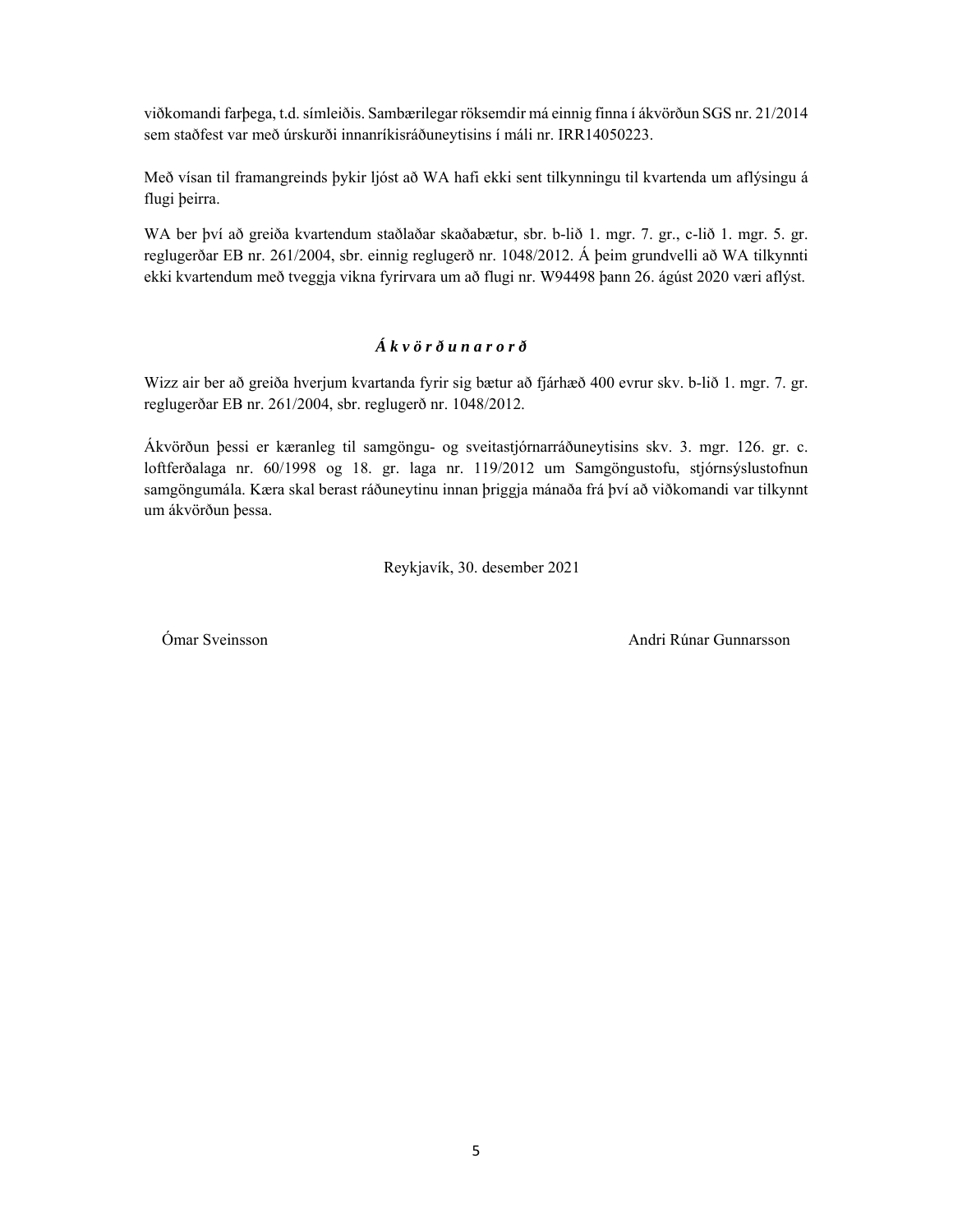viðkomandi farþega, t.d. símleiðis. Sambærilegar röksemdir má einnig finna í ákvörðun SGS nr. 21/2014 sem staðfest var með úrskurði innanríkisráðuneytisins í máli nr. IRR14050223.

Með vísan til framangreinds þykir ljóst að WA hafi ekki sent tilkynningu til kvartenda um aflýsingu á flugi þeirra.

WA ber því að greiða kvartendum staðlaðar skaðabætur, sbr. b-lið 1. mgr. 7. gr., c-lið 1. mgr. 5. gr. reglugerðar EB nr. 261/2004, sbr. einnig reglugerð nr. 1048/2012. Á þeim grundvelli að WA tilkynnti ekki kvartendum með tveggja vikna fyrirvara um að flugi nr. W94498 þann 26. ágúst 2020 væri aflýst.

### *Á k v ö r ð u n a r o r ð*

Wizz air ber að greiða hverjum kvartanda fyrir sig bætur að fjárhæð 400 evrur skv. b-lið 1. mgr. 7. gr. reglugerðar EB nr. 261/2004, sbr. reglugerð nr. 1048/2012.

Ákvörðun þessi er kæranleg til samgöngu- og sveitastjórnarráðuneytisins skv. 3. mgr. 126. gr. c. loftferðalaga nr. 60/1998 og 18. gr. laga nr. 119/2012 um Samgöngustofu, stjórnsýslustofnun samgöngumála. Kæra skal berast ráðuneytinu innan þriggja mánaða frá því að viðkomandi var tilkynnt um ákvörðun þessa.

Reykjavík, 30. desember 2021

Ómar Sveinsson

Andri Rúnar Gunnarsson